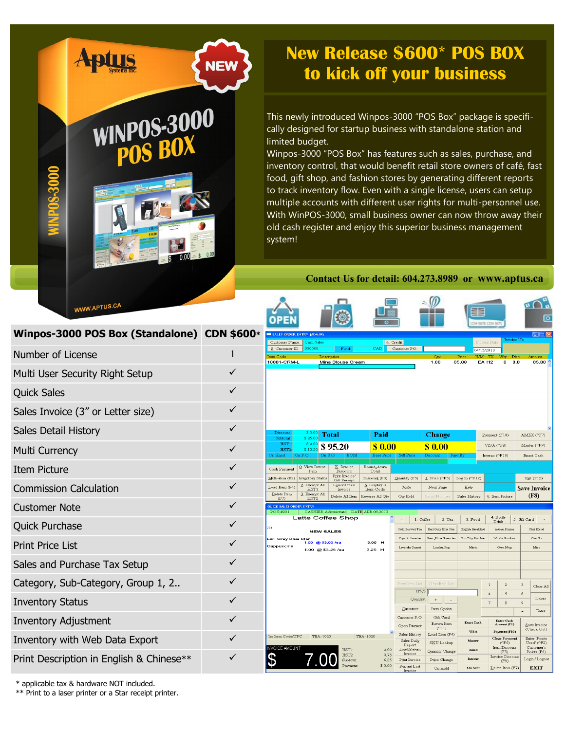# New Release $600* POS BOX to kick off your business

This newly introduced Winpos-3000 "POS Box" package is specifically designed for startup business with standalone station and limited budget.

Winpos-3000 "POS Box" has features such as sales, purchase, and inventory control, that would benefit retail store owners of café, fast food, gift shop, and fashion stores by generating different reports to track inventory flow. Even with a single license, users can setup multiple accounts with different user rights for multi-personnel use. With WinPOS-3000, small business owner can now throw away their old cash register and enjoy this superior business management system!

**Contact Us for detail: 604.273.8989 or www.aptus.ca**

| Winpos-3000 POS Box (Standalone) | CDN $600* |
| --- | --- |
| Number of License | 1 |
| Multi User Security Right Setup | ✓ |
| Quick Sales | ✓ |
| Sales Invoice (3" or Letter size) | ✓ |
| Sales Detail History | ✓ |
| Multi Currency | ✓ |
| Item Picture | ✓ |
| Commission Calculation | ✓ |
| Customer Note | ✓ |
| Quick Purchase | ✓ |
| Print Price List | ✓ |
| Sales and Purchase Tax Setup | ✓ |
| Category, Sub-Category, Group 1, 2.. | ✓ |
| Inventory Status | ✓ |
| Inventory Adjustment | ✓ |
| Inventory with Web Data Export | ✓ |
| Print Description in English & Chinese** | ✓ |

\* applicable tax & hardware NOT included.
** Print to a laser printer or a Star receipt printer.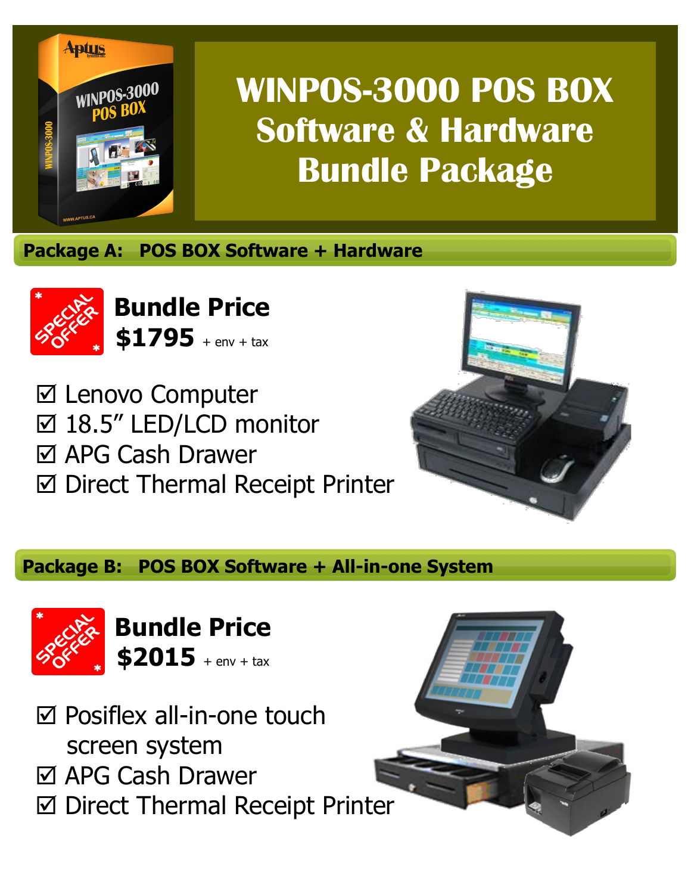# WINPOS-3000 POS BOX Software & Hardware Bundle Package

## Package A: POS BOX Software + Hardware

SPECIAL OFFER

**Bundle Price**
**$1795** + env + tax

- ☑ Lenovo Computer
- ☑ 18.5" LED/LCD monitor
- ☑ APG Cash Drawer
- ☑ Direct Thermal Receipt Printer

## Package B: POS BOX Software + All-in-one System

SPECIAL OFFER

**Bundle Price**
**$2015** + env + tax

- ☑ Posiflex all-in-one touch screen system
- ☑ APG Cash Drawer
- ☑ Direct Thermal Receipt Printer